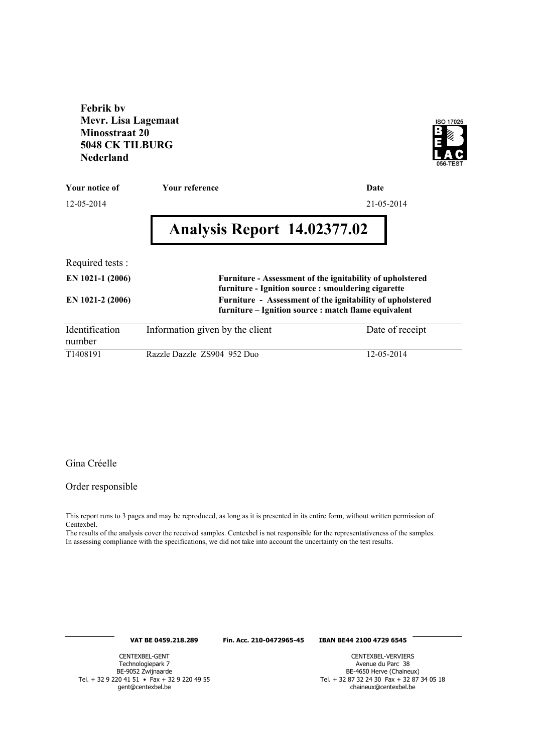**Febrik bv**
**Mevr. Lisa Lagemaat**
**Minosstraat 20**
**5048 CK TILBURG**
**Nederland**

ISO 17025
BELAC
056-TEST

| **Your notice of** | **Your reference** | **Date** |
|---|---|---|
| 12-05-2014 | | 21-05-2014 |

# Analysis Report 14.02377.02

Required tests :

| | |
|---|---|
| **EN 1021-1 (2006)** | **Furniture - Assessment of the ignitability of upholstered furniture - Ignition source : smouldering cigarette** |
| **EN 1021-2 (2006)** | **Furniture - Assessment of the ignitability of upholstered furniture – Ignition source : match flame equivalent** |

| Identification number | Information given by the client | Date of receipt |
|---|---|---|
| T1408191 | Razzle Dazzle ZS904 952 Duo | 12-05-2014 |

Gina Créelle

Order responsible

This report runs to 3 pages and may be reproduced, as long as it is presented in its entire form, without written permission of Centexbel.
The results of the analysis cover the received samples. Centexbel is not responsible for the representativeness of the samples.
In assessing compliance with the specifications, we did not take into account the uncertainty on the test results.

**VAT BE 0459.218.289** **Fin. Acc. 210-0472965-45** **IBAN BE44 2100 4729 6545**

CENTEXBEL-GENT
Technologiepark 7
BE-9052 Zwijnaarde
Tel. + 32 9 220 41 51 • Fax + 32 9 220 49 55
gent@centexbel.be

CENTEXBEL-VERVIERS
Avenue du Parc 38
BE-4650 Herve (Chaineux)
Tel. + 32 87 32 24 30 Fax + 32 87 34 05 18
chaineux@centexbel.be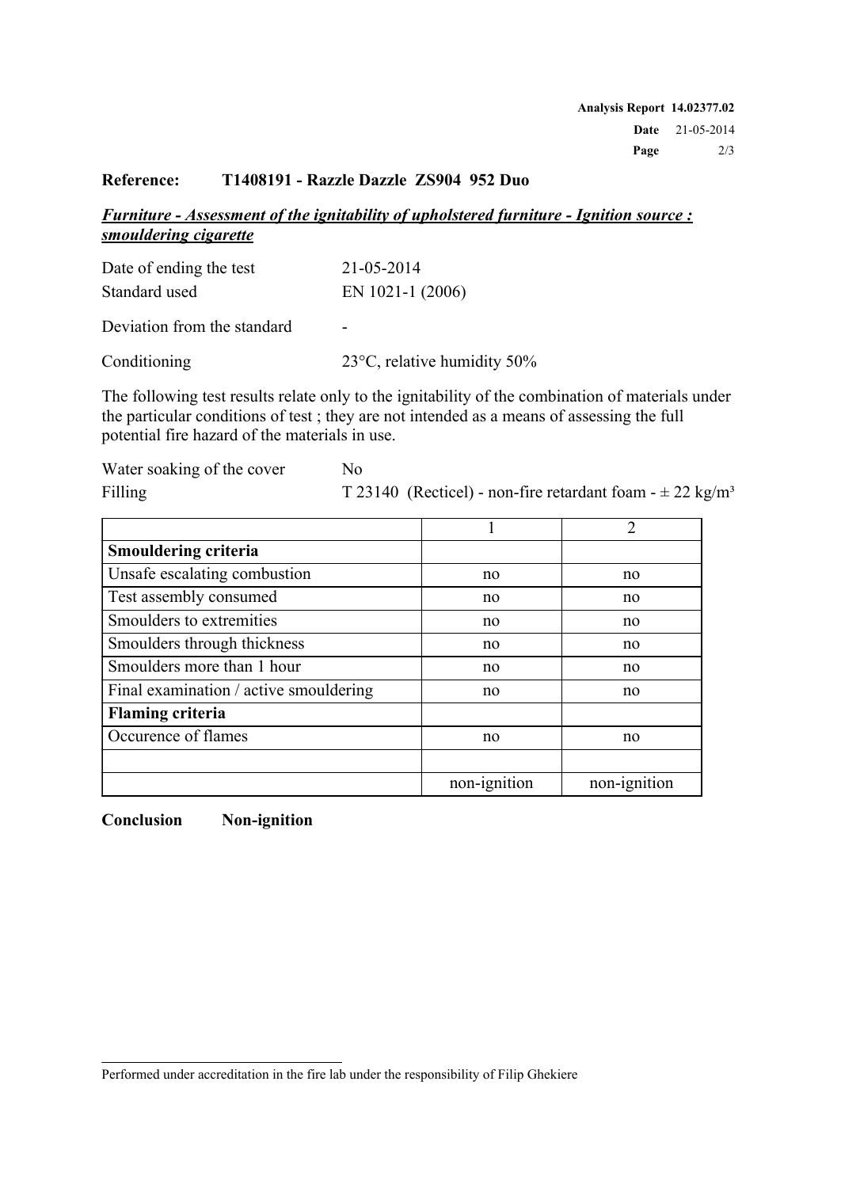**Reference: T1408191 - Razzle Dazzle ZS904 952 Duo**

***Furniture - Assessment of the ignitability of upholstered furniture - Ignition source : smouldering cigarette***

| | |
|---|---|
| Date of ending the test | 21-05-2014 |
| Standard used | EN 1021-1 (2006) |
| Deviation from the standard | - |
| Conditioning | 23°C, relative humidity 50% |

The following test results relate only to the ignitability of the combination of materials under the particular conditions of test ; they are not intended as a means of assessing the full potential fire hazard of the materials in use.

| | |
|---|---|
| Water soaking of the cover | No |
| Filling | T 23140 (Recticel) - non-fire retardant foam - ± 22 kg/m³ |

| | 1 | 2 |
|---|---|---|
| **Smouldering criteria** | | |
| Unsafe escalating combustion | no | no |
| Test assembly consumed | no | no |
| Smoulders to extremities | no | no |
| Smoulders through thickness | no | no |
| Smoulders more than 1 hour | no | no |
| Final examination / active smouldering | no | no |
| **Flaming criteria** | | |
| Occurence of flames | no | no |
| | | |
| | non-ignition | non-ignition |

**Conclusion Non-ignition**

Performed under accreditation in the fire lab under the responsibility of Filip Ghekiere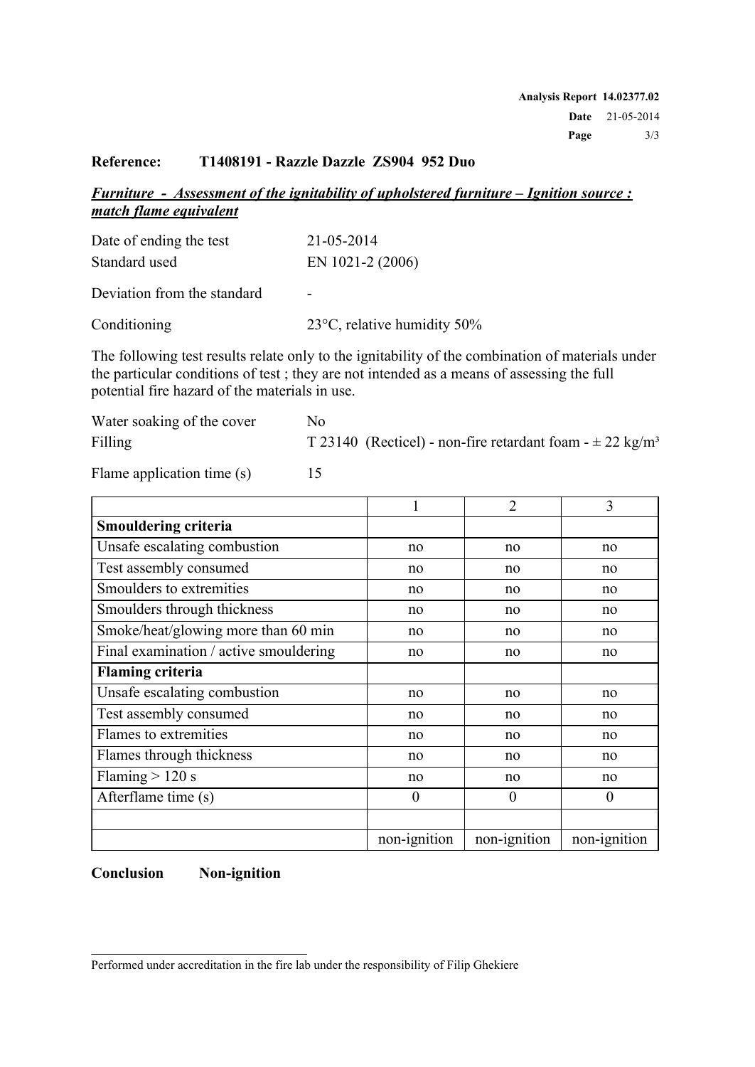**Reference: T1408191 - Razzle Dazzle ZS904 952 Duo**

***Furniture - Assessment of the ignitability of upholstered furniture – Ignition source : match flame equivalent***

| | |
|---|---|
| Date of ending the test | 21-05-2014 |
| Standard used | EN 1021-2 (2006) |
| Deviation from the standard | - |
| Conditioning | 23°C, relative humidity 50% |

The following test results relate only to the ignitability of the combination of materials under the particular conditions of test ; they are not intended as a means of assessing the full potential fire hazard of the materials in use.

| | |
|---|---|
| Water soaking of the cover | No |
| Filling | T 23140 (Recticel) - non-fire retardant foam - ± 22 kg/m³ |
| Flame application time (s) | 15 |

| | 1 | 2 | 3 |
|---|---|---|---|
| **Smouldering criteria** | | | |
| Unsafe escalating combustion | no | no | no |
| Test assembly consumed | no | no | no |
| Smoulders to extremities | no | no | no |
| Smoulders through thickness | no | no | no |
| Smoke/heat/glowing more than 60 min | no | no | no |
| Final examination / active smouldering | no | no | no |
| **Flaming criteria** | | | |
| Unsafe escalating combustion | no | no | no |
| Test assembly consumed | no | no | no |
| Flames to extremities | no | no | no |
| Flames through thickness | no | no | no |
| Flaming > 120 s | no | no | no |
| Afterflame time (s) | 0 | 0 | 0 |
| | | | |
| | non-ignition | non-ignition | non-ignition |

**Conclusion Non-ignition**

---

Performed under accreditation in the fire lab under the responsibility of Filip Ghekiere